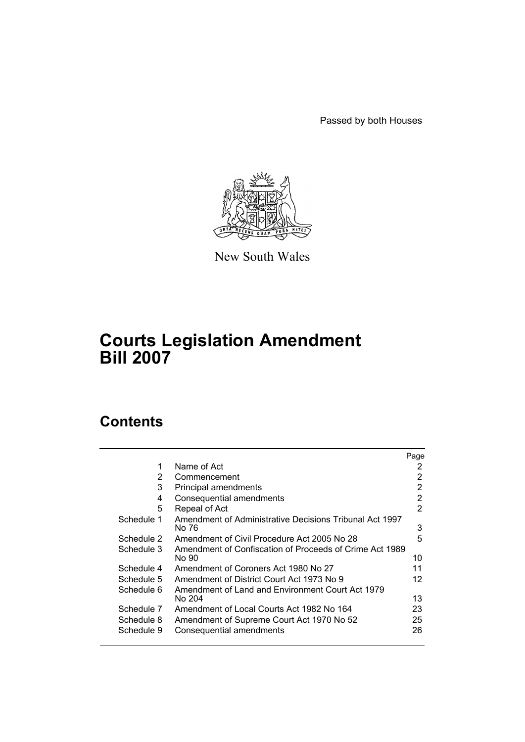Passed by both Houses

New South Wales

# Courts Legislation Amendment Bill 2007

## Contents

| | | Page |
|---|---|---|
| 1 | Name of Act | 2 |
| 2 | Commencement | 2 |
| 3 | Principal amendments | 2 |
| 4 | Consequential amendments | 2 |
| 5 | Repeal of Act | 2 |
| Schedule 1 | Amendment of Administrative Decisions Tribunal Act 1997 No 76 | 3 |
| Schedule 2 | Amendment of Civil Procedure Act 2005 No 28 | 5 |
| Schedule 3 | Amendment of Confiscation of Proceeds of Crime Act 1989 No 90 | 10 |
| Schedule 4 | Amendment of Coroners Act 1980 No 27 | 11 |
| Schedule 5 | Amendment of District Court Act 1973 No 9 | 12 |
| Schedule 6 | Amendment of Land and Environment Court Act 1979 No 204 | 13 |
| Schedule 7 | Amendment of Local Courts Act 1982 No 164 | 23 |
| Schedule 8 | Amendment of Supreme Court Act 1970 No 52 | 25 |
| Schedule 9 | Consequential amendments | 26 |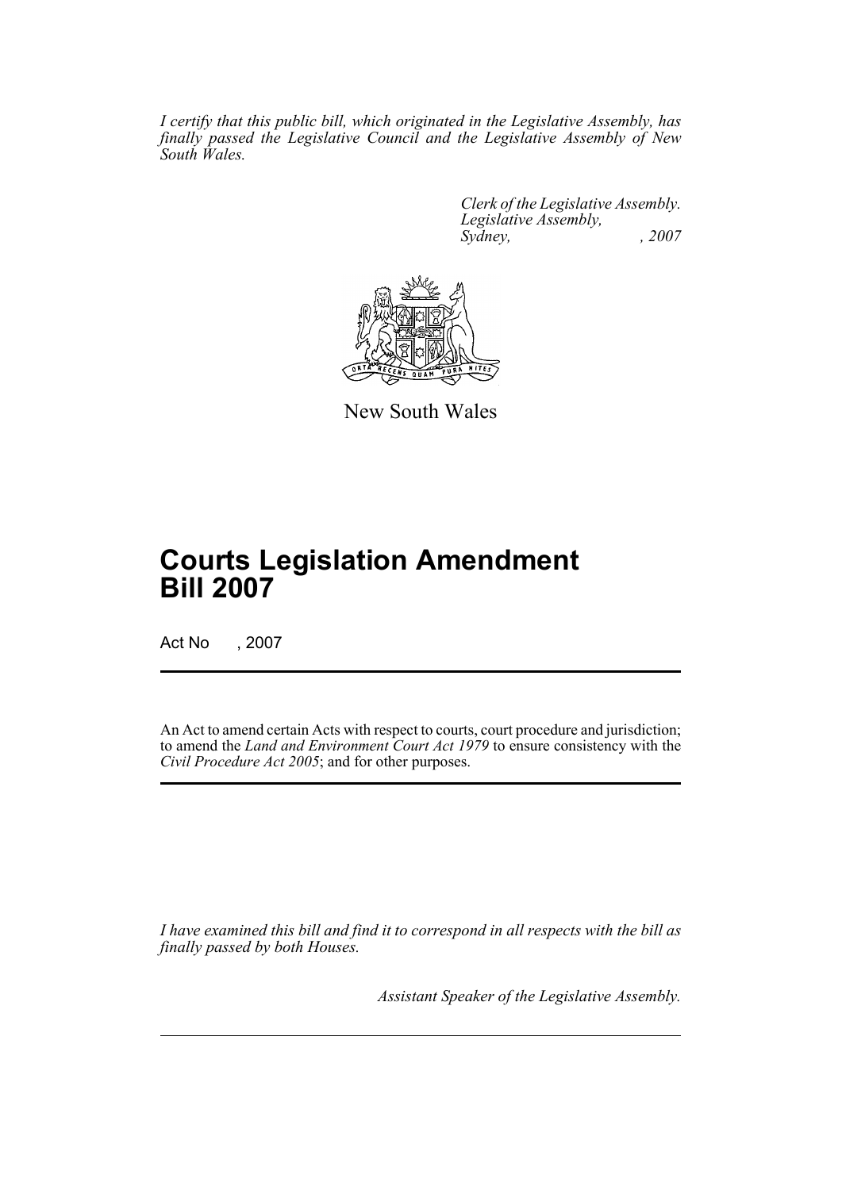*I certify that this public bill, which originated in the Legislative Assembly, has finally passed the Legislative Council and the Legislative Assembly of New South Wales.*

*Clerk of the Legislative Assembly.*
*Legislative Assembly,*
*Sydney, , 2007*

New South Wales

# Courts Legislation Amendment Bill 2007

Act No , 2007

An Act to amend certain Acts with respect to courts, court procedure and jurisdiction; to amend the *Land and Environment Court Act 1979* to ensure consistency with the *Civil Procedure Act 2005*; and for other purposes.

*I have examined this bill and find it to correspond in all respects with the bill as finally passed by both Houses.*

*Assistant Speaker of the Legislative Assembly.*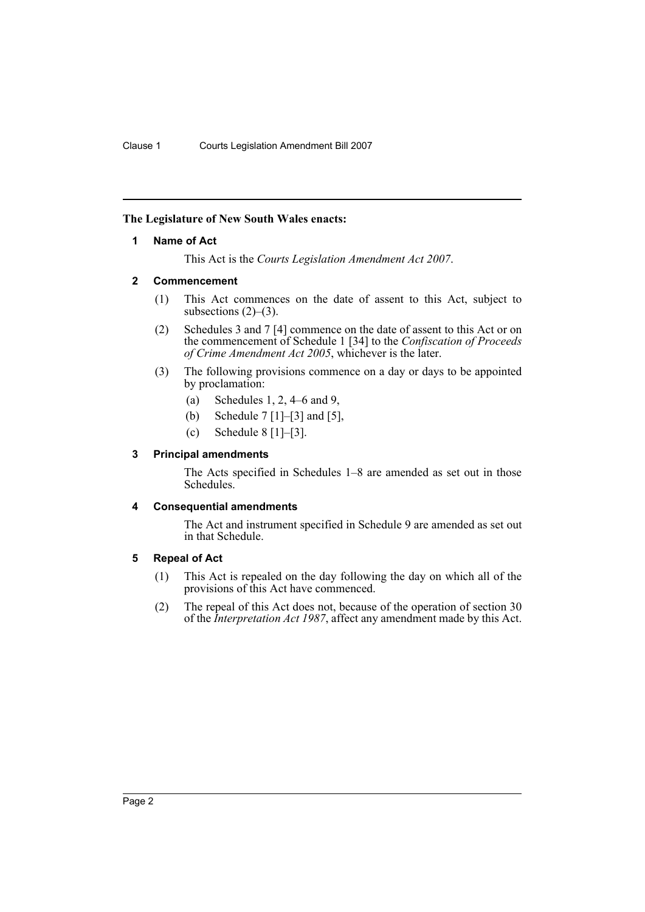**The Legislature of New South Wales enacts:**

## 1 Name of Act

This Act is the *Courts Legislation Amendment Act 2007*.

## 2 Commencement

(1) This Act commences on the date of assent to this Act, subject to subsections (2)–(3).

(2) Schedules 3 and 7 [4] commence on the date of assent to this Act or on the commencement of Schedule 1 [34] to the *Confiscation of Proceeds of Crime Amendment Act 2005*, whichever is the later.

(3) The following provisions commence on a day or days to be appointed by proclamation:

- (a) Schedules 1, 2, 4–6 and 9,
- (b) Schedule 7 [1]–[3] and [5],
- (c) Schedule 8 [1]–[3].

## 3 Principal amendments

The Acts specified in Schedules 1–8 are amended as set out in those Schedules.

## 4 Consequential amendments

The Act and instrument specified in Schedule 9 are amended as set out in that Schedule.

## 5 Repeal of Act

(1) This Act is repealed on the day following the day on which all of the provisions of this Act have commenced.

(2) The repeal of this Act does not, because of the operation of section 30 of the *Interpretation Act 1987*, affect any amendment made by this Act.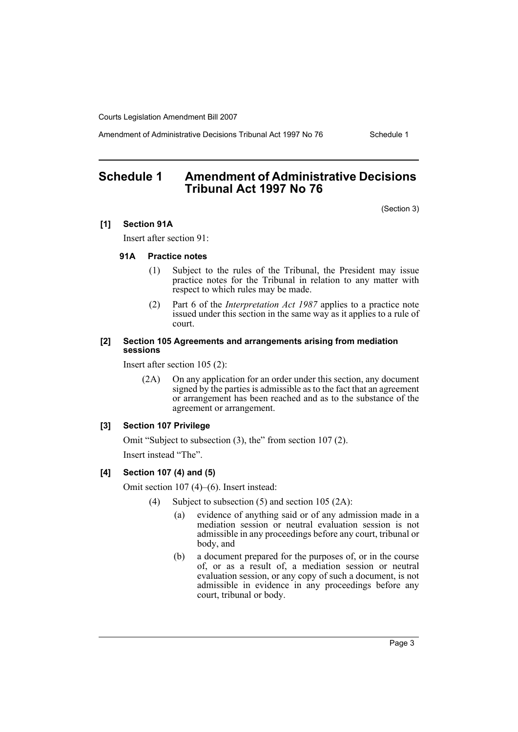## Schedule 1 Amendment of Administrative Decisions Tribunal Act 1997 No 76

(Section 3)

### [1] Section 91A

Insert after section 91:

#### 91A Practice notes

(1) Subject to the rules of the Tribunal, the President may issue practice notes for the Tribunal in relation to any matter with respect to which rules may be made.

(2) Part 6 of the *Interpretation Act 1987* applies to a practice note issued under this section in the same way as it applies to a rule of court.

### [2] Section 105 Agreements and arrangements arising from mediation sessions

Insert after section 105 (2):

(2A) On any application for an order under this section, any document signed by the parties is admissible as to the fact that an agreement or arrangement has been reached and as to the substance of the agreement or arrangement.

### [3] Section 107 Privilege

Omit "Subject to subsection (3), the" from section 107 (2).

Insert instead "The".

### [4] Section 107 (4) and (5)

Omit section 107 (4)–(6). Insert instead:

(4) Subject to subsection (5) and section 105 (2A):

(a) evidence of anything said or of any admission made in a mediation session or neutral evaluation session is not admissible in any proceedings before any court, tribunal or body, and

(b) a document prepared for the purposes of, or in the course of, or as a result of, a mediation session or neutral evaluation session, or any copy of such a document, is not admissible in evidence in any proceedings before any court, tribunal or body.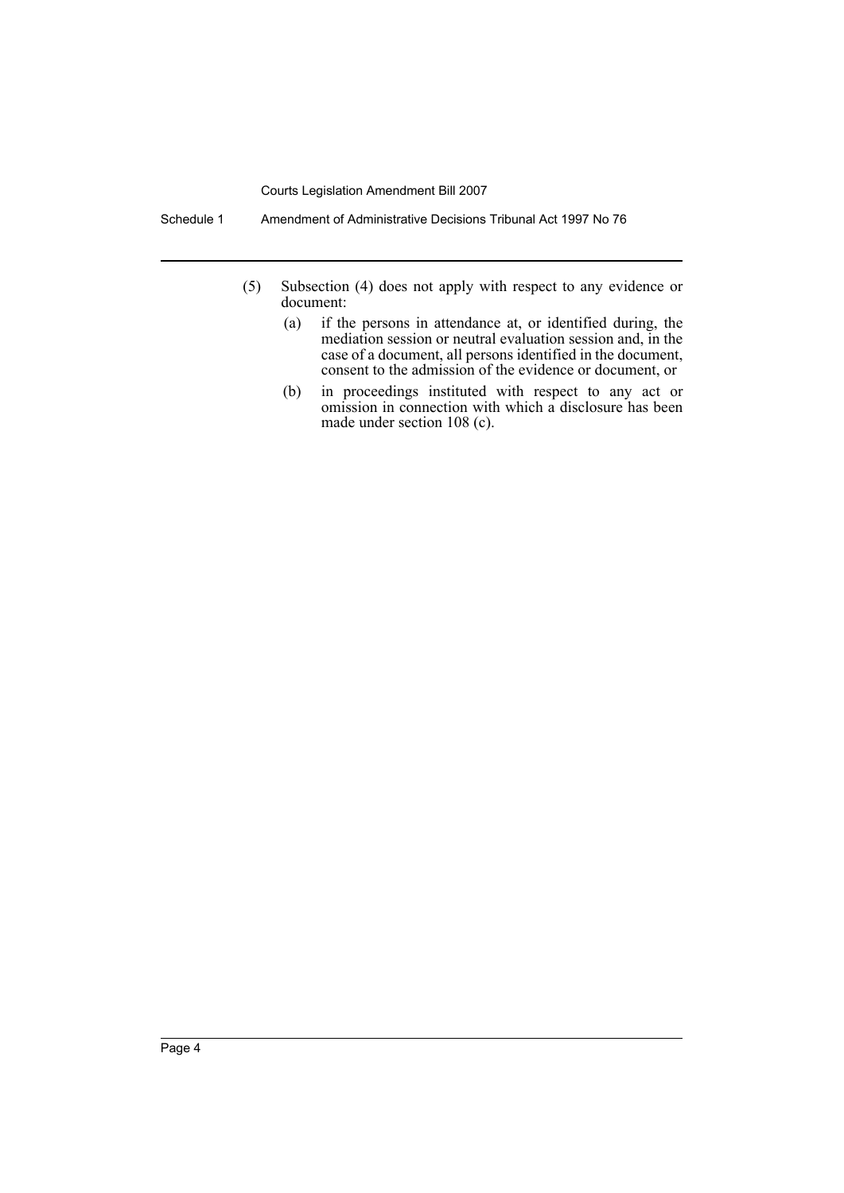(5) Subsection (4) does not apply with respect to any evidence or document:

(a) if the persons in attendance at, or identified during, the mediation session or neutral evaluation session and, in the case of a document, all persons identified in the document, consent to the admission of the evidence or document, or

(b) in proceedings instituted with respect to any act or omission in connection with which a disclosure has been made under section 108 (c).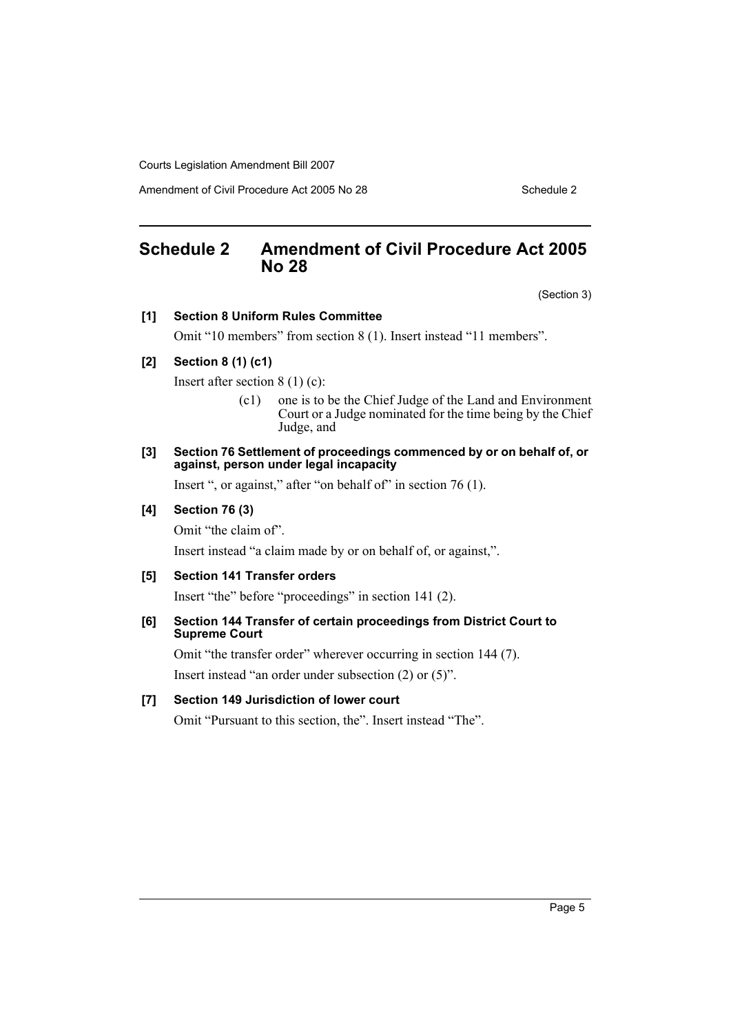# Schedule 2 Amendment of Civil Procedure Act 2005 No 28

(Section 3)

**[1] Section 8 Uniform Rules Committee**

Omit “10 members” from section 8 (1). Insert instead “11 members”.

**[2] Section 8 (1) (c1)**

Insert after section 8 (1) (c):

> (c1) one is to be the Chief Judge of the Land and Environment Court or a Judge nominated for the time being by the Chief Judge, and

**[3] Section 76 Settlement of proceedings commenced by or on behalf of, or against, person under legal incapacity**

Insert “, or against,” after “on behalf of” in section 76 (1).

**[4] Section 76 (3)**

Omit “the claim of”.

Insert instead “a claim made by or on behalf of, or against,”.

**[5] Section 141 Transfer orders**

Insert “the” before “proceedings” in section 141 (2).

**[6] Section 144 Transfer of certain proceedings from District Court to Supreme Court**

Omit “the transfer order” wherever occurring in section 144 (7).

Insert instead “an order under subsection (2) or (5)”.

**[7] Section 149 Jurisdiction of lower court**

Omit “Pursuant to this section, the”. Insert instead “The”.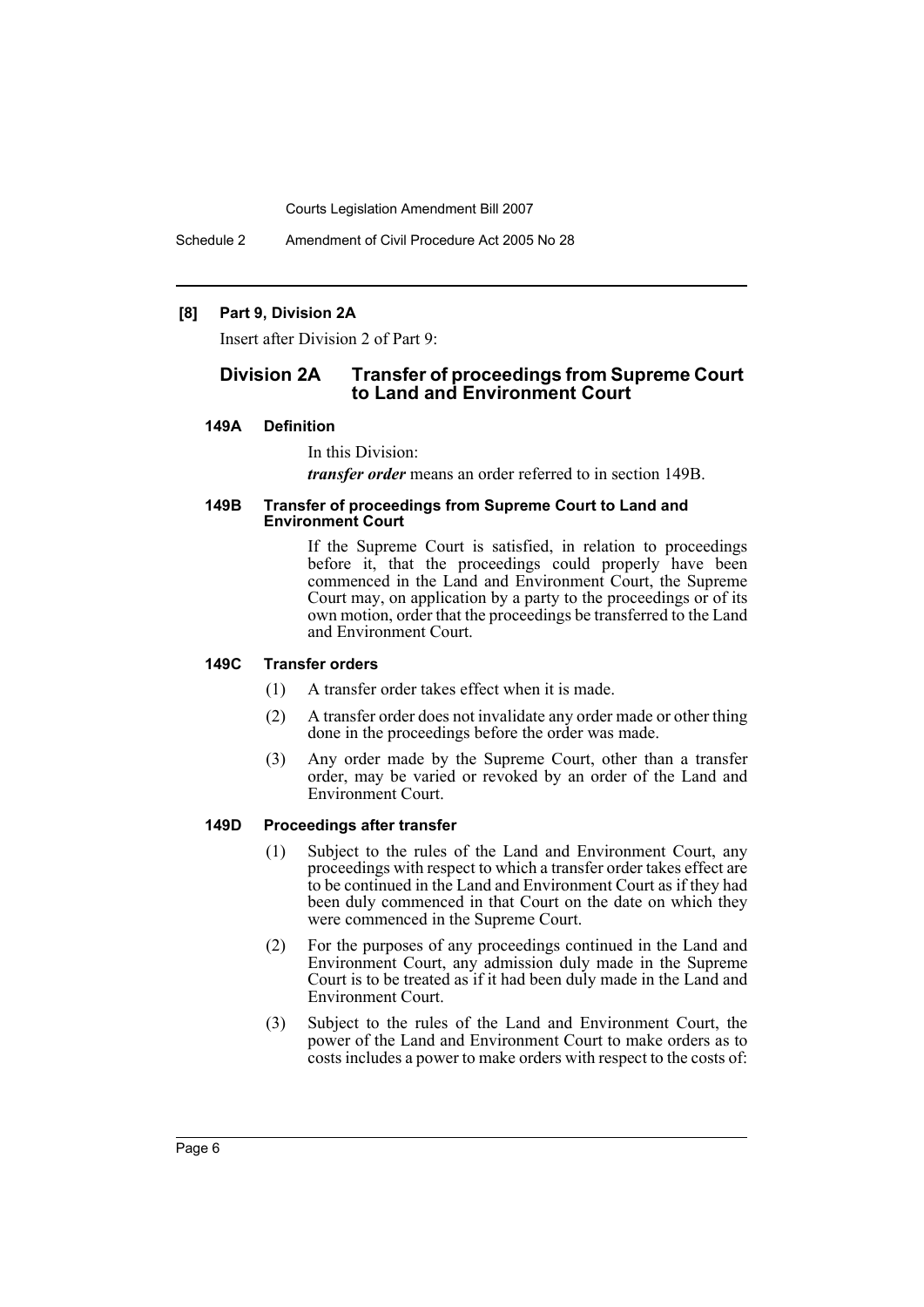**[8] Part 9, Division 2A**

Insert after Division 2 of Part 9:

## Division 2A Transfer of proceedings from Supreme Court to Land and Environment Court

### 149A Definition

In this Division:

***transfer order*** means an order referred to in section 149B.

### 149B Transfer of proceedings from Supreme Court to Land and Environment Court

If the Supreme Court is satisfied, in relation to proceedings before it, that the proceedings could properly have been commenced in the Land and Environment Court, the Supreme Court may, on application by a party to the proceedings or of its own motion, order that the proceedings be transferred to the Land and Environment Court.

### 149C Transfer orders

(1) A transfer order takes effect when it is made.

(2) A transfer order does not invalidate any order made or other thing done in the proceedings before the order was made.

(3) Any order made by the Supreme Court, other than a transfer order, may be varied or revoked by an order of the Land and Environment Court.

### 149D Proceedings after transfer

(1) Subject to the rules of the Land and Environment Court, any proceedings with respect to which a transfer order takes effect are to be continued in the Land and Environment Court as if they had been duly commenced in that Court on the date on which they were commenced in the Supreme Court.

(2) For the purposes of any proceedings continued in the Land and Environment Court, any admission duly made in the Supreme Court is to be treated as if it had been duly made in the Land and Environment Court.

(3) Subject to the rules of the Land and Environment Court, the power of the Land and Environment Court to make orders as to costs includes a power to make orders with respect to the costs of: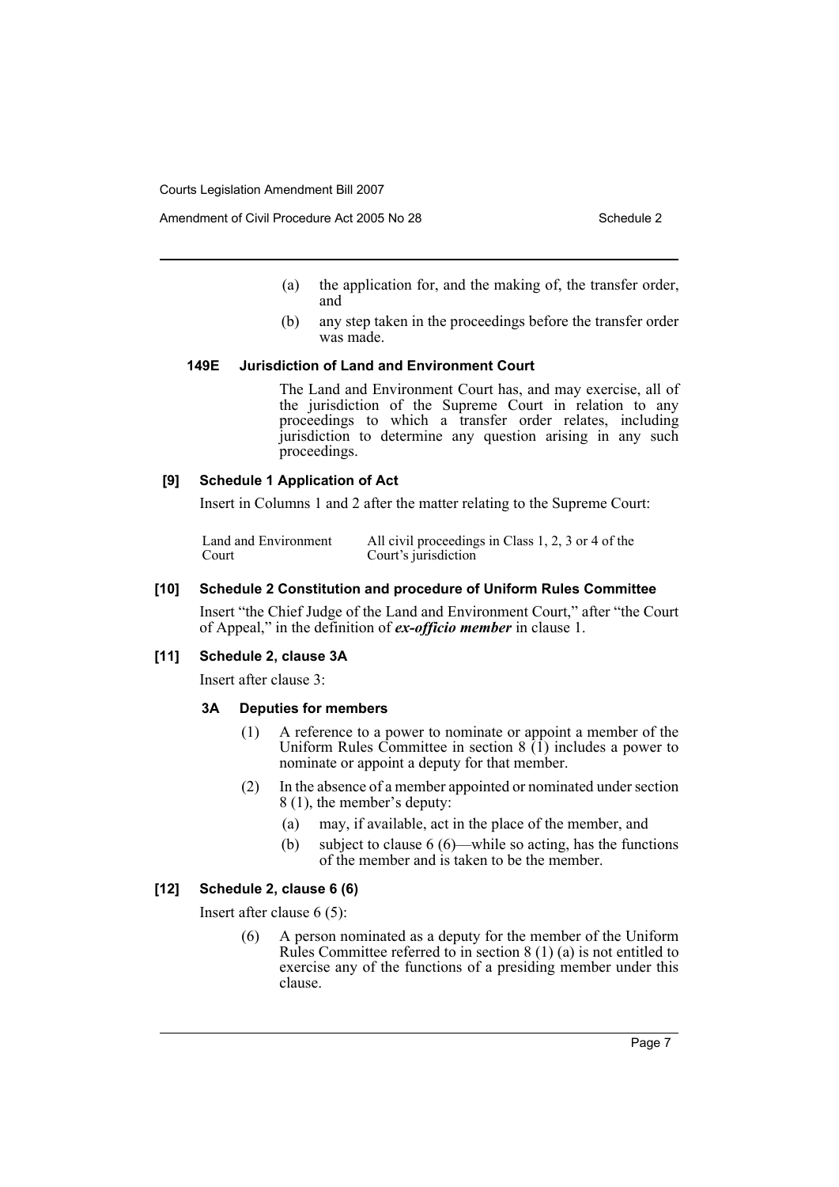(a) the application for, and the making of, the transfer order, and

(b) any step taken in the proceedings before the transfer order was made.

#### 149E Jurisdiction of Land and Environment Court

The Land and Environment Court has, and may exercise, all of the jurisdiction of the Supreme Court in relation to any proceedings to which a transfer order relates, including jurisdiction to determine any question arising in any such proceedings.

### [9] Schedule 1 Application of Act

Insert in Columns 1 and 2 after the matter relating to the Supreme Court:

| | |
|---|---|
| Land and Environment Court | All civil proceedings in Class 1, 2, 3 or 4 of the Court's jurisdiction |

### [10] Schedule 2 Constitution and procedure of Uniform Rules Committee

Insert "the Chief Judge of the Land and Environment Court," after "the Court of Appeal," in the definition of ***ex-officio member*** in clause 1.

### [11] Schedule 2, clause 3A

Insert after clause 3:

#### 3A Deputies for members

(1) A reference to a power to nominate or appoint a member of the Uniform Rules Committee in section 8 (1) includes a power to nominate or appoint a deputy for that member.

(2) In the absence of a member appointed or nominated under section 8 (1), the member's deputy:

(a) may, if available, act in the place of the member, and

(b) subject to clause 6 (6)—while so acting, has the functions of the member and is taken to be the member.

### [12] Schedule 2, clause 6 (6)

Insert after clause 6 (5):

(6) A person nominated as a deputy for the member of the Uniform Rules Committee referred to in section 8 (1) (a) is not entitled to exercise any of the functions of a presiding member under this clause.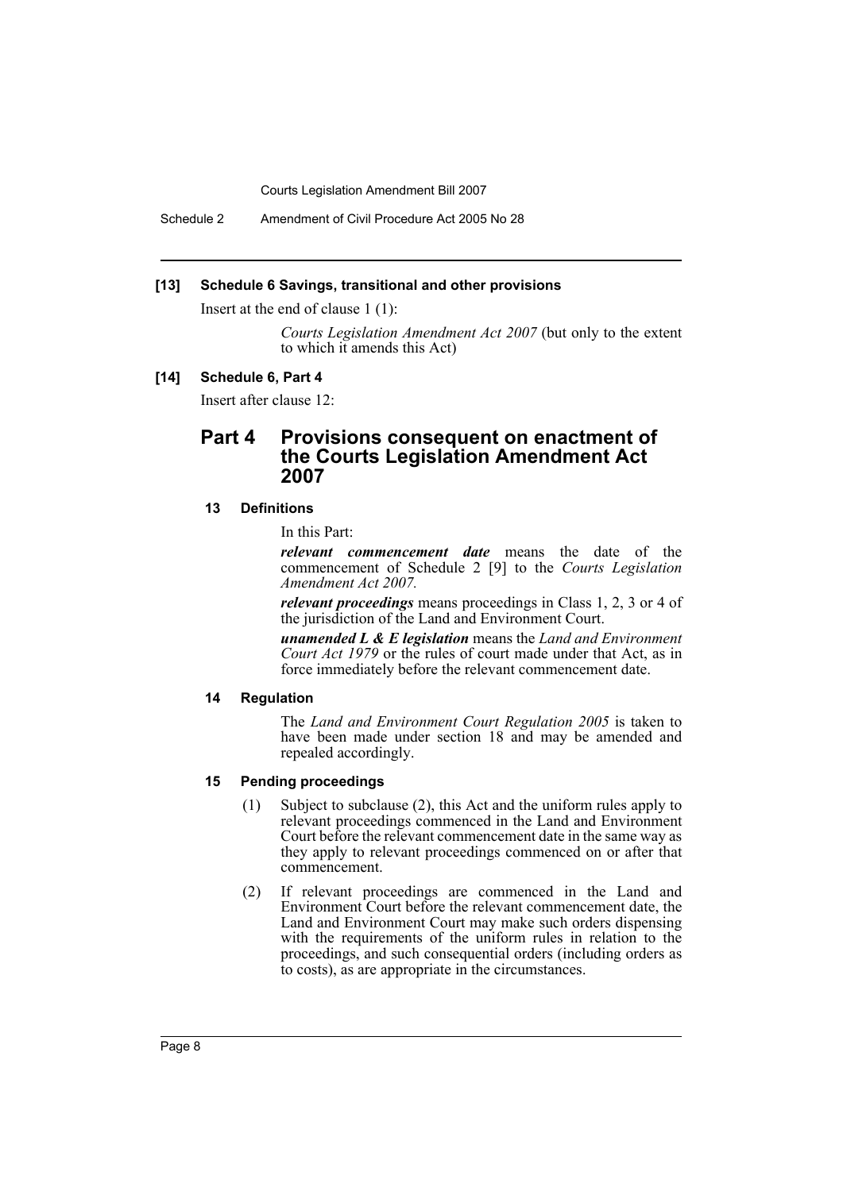**[13] Schedule 6 Savings, transitional and other provisions**

Insert at the end of clause 1 (1):

*Courts Legislation Amendment Act 2007* (but only to the extent to which it amends this Act)

**[14] Schedule 6, Part 4**

Insert after clause 12:

## Part 4 Provisions consequent on enactment of the Courts Legislation Amendment Act 2007

### 13 Definitions

In this Part:

***relevant commencement date*** means the date of the commencement of Schedule 2 [9] to the *Courts Legislation Amendment Act 2007.*

***relevant proceedings*** means proceedings in Class 1, 2, 3 or 4 of the jurisdiction of the Land and Environment Court.

***unamended L & E legislation*** means the *Land and Environment Court Act 1979* or the rules of court made under that Act, as in force immediately before the relevant commencement date.

### 14 Regulation

The *Land and Environment Court Regulation 2005* is taken to have been made under section 18 and may be amended and repealed accordingly.

### 15 Pending proceedings

(1) Subject to subclause (2), this Act and the uniform rules apply to relevant proceedings commenced in the Land and Environment Court before the relevant commencement date in the same way as they apply to relevant proceedings commenced on or after that commencement.

(2) If relevant proceedings are commenced in the Land and Environment Court before the relevant commencement date, the Land and Environment Court may make such orders dispensing with the requirements of the uniform rules in relation to the proceedings, and such consequential orders (including orders as to costs), as are appropriate in the circumstances.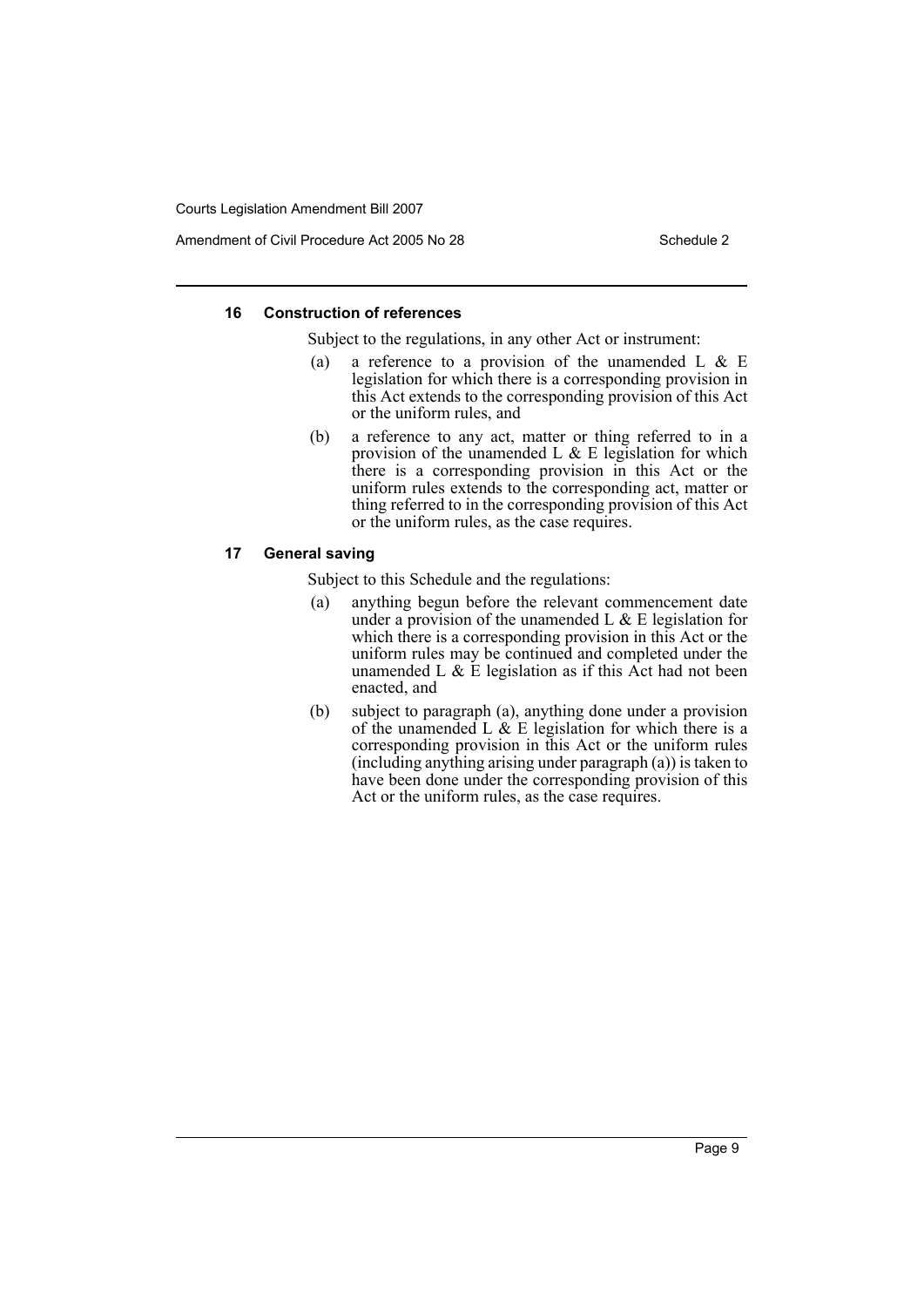#### 16 Construction of references

Subject to the regulations, in any other Act or instrument:

(a) a reference to a provision of the unamended L & E legislation for which there is a corresponding provision in this Act extends to the corresponding provision of this Act or the uniform rules, and

(b) a reference to any act, matter or thing referred to in a provision of the unamended L & E legislation for which there is a corresponding provision in this Act or the uniform rules extends to the corresponding act, matter or thing referred to in the corresponding provision of this Act or the uniform rules, as the case requires.

#### 17 General saving

Subject to this Schedule and the regulations:

(a) anything begun before the relevant commencement date under a provision of the unamended L & E legislation for which there is a corresponding provision in this Act or the uniform rules may be continued and completed under the unamended L & E legislation as if this Act had not been enacted, and

(b) subject to paragraph (a), anything done under a provision of the unamended L & E legislation for which there is a corresponding provision in this Act or the uniform rules (including anything arising under paragraph (a)) is taken to have been done under the corresponding provision of this Act or the uniform rules, as the case requires.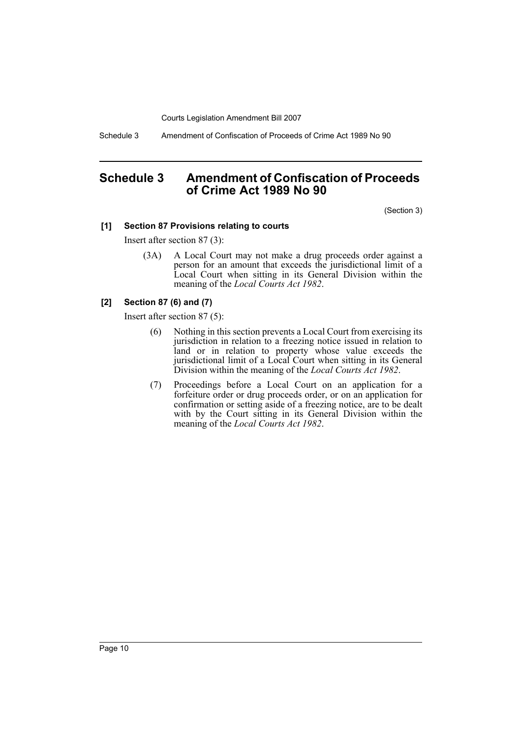# Schedule 3 Amendment of Confiscation of Proceeds of Crime Act 1989 No 90

(Section 3)

**[1] Section 87 Provisions relating to courts**

Insert after section 87 (3):

(3A) A Local Court may not make a drug proceeds order against a person for an amount that exceeds the jurisdictional limit of a Local Court when sitting in its General Division within the meaning of the *Local Courts Act 1982*.

**[2] Section 87 (6) and (7)**

Insert after section 87 (5):

(6) Nothing in this section prevents a Local Court from exercising its jurisdiction in relation to a freezing notice issued in relation to land or in relation to property whose value exceeds the jurisdictional limit of a Local Court when sitting in its General Division within the meaning of the *Local Courts Act 1982*.

(7) Proceedings before a Local Court on an application for a forfeiture order or drug proceeds order, or on an application for confirmation or setting aside of a freezing notice, are to be dealt with by the Court sitting in its General Division within the meaning of the *Local Courts Act 1982*.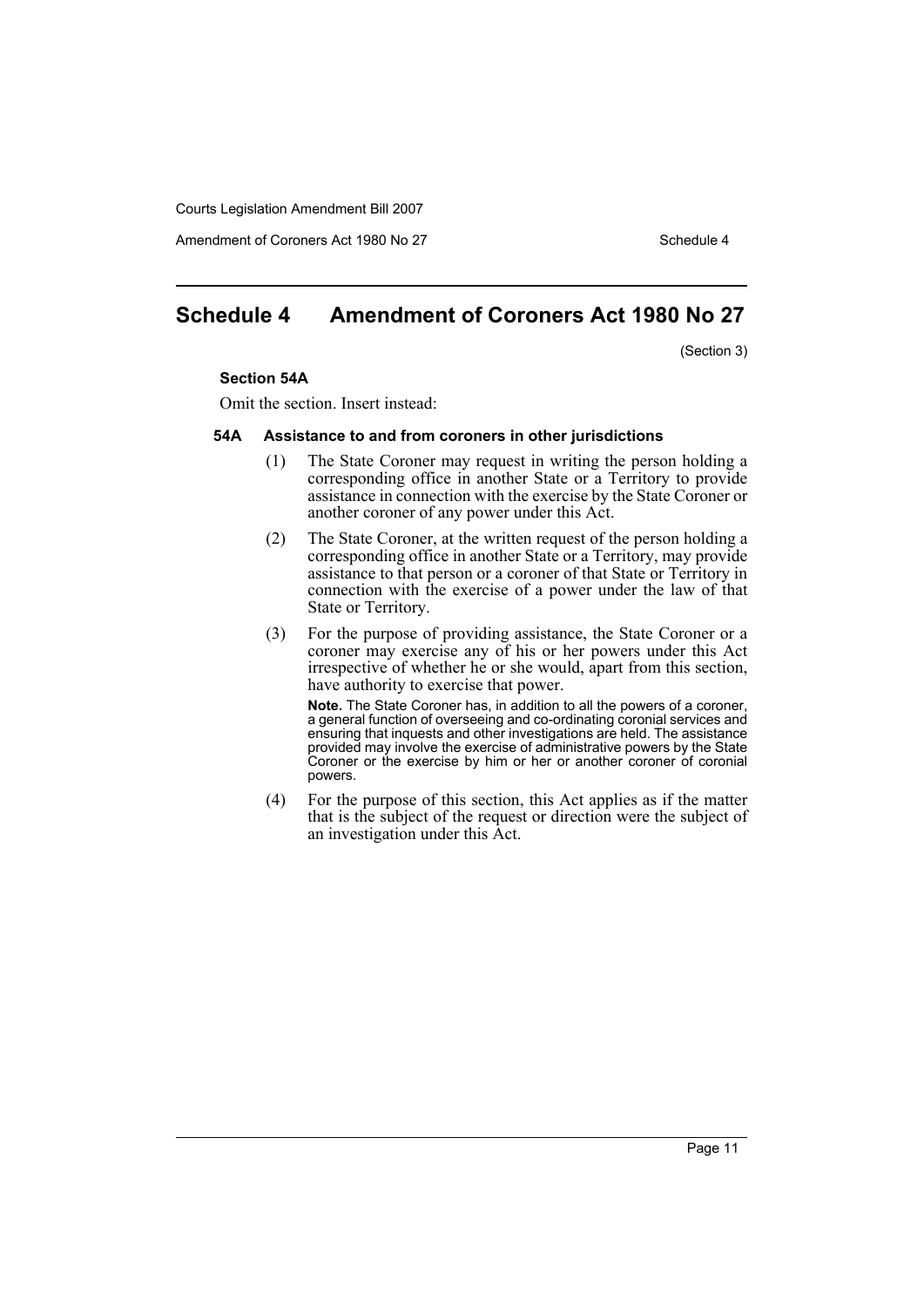# Schedule 4 Amendment of Coroners Act 1980 No 27

(Section 3)

**Section 54A**

Omit the section. Insert instead:

**54A Assistance to and from coroners in other jurisdictions**

(1) The State Coroner may request in writing the person holding a corresponding office in another State or a Territory to provide assistance in connection with the exercise by the State Coroner or another coroner of any power under this Act.

(2) The State Coroner, at the written request of the person holding a corresponding office in another State or a Territory, may provide assistance to that person or a coroner of that State or Territory in connection with the exercise of a power under the law of that State or Territory.

(3) For the purpose of providing assistance, the State Coroner or a coroner may exercise any of his or her powers under this Act irrespective of whether he or she would, apart from this section, have authority to exercise that power.

**Note.** The State Coroner has, in addition to all the powers of a coroner, a general function of overseeing and co-ordinating coronial services and ensuring that inquests and other investigations are held. The assistance provided may involve the exercise of administrative powers by the State Coroner or the exercise by him or her or another coroner of coronial powers.

(4) For the purpose of this section, this Act applies as if the matter that is the subject of the request or direction were the subject of an investigation under this Act.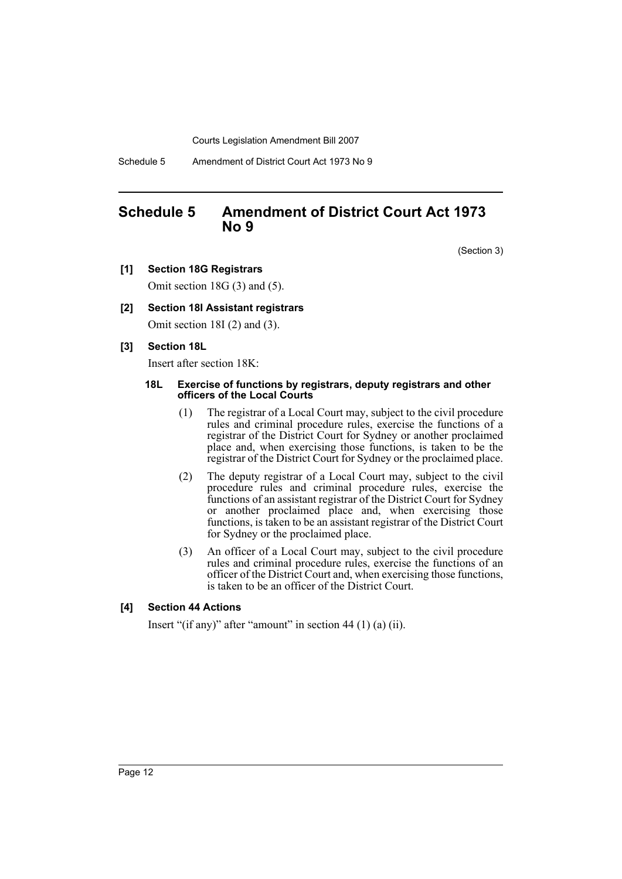# Schedule 5 Amendment of District Court Act 1973 No 9

(Section 3)

**[1] Section 18G Registrars**

Omit section 18G (3) and (5).

**[2] Section 18I Assistant registrars**

Omit section 18I (2) and (3).

**[3] Section 18L**

Insert after section 18K:

**18L Exercise of functions by registrars, deputy registrars and other officers of the Local Courts**

(1) The registrar of a Local Court may, subject to the civil procedure rules and criminal procedure rules, exercise the functions of a registrar of the District Court for Sydney or another proclaimed place and, when exercising those functions, is taken to be the registrar of the District Court for Sydney or the proclaimed place.

(2) The deputy registrar of a Local Court may, subject to the civil procedure rules and criminal procedure rules, exercise the functions of an assistant registrar of the District Court for Sydney or another proclaimed place and, when exercising those functions, is taken to be an assistant registrar of the District Court for Sydney or the proclaimed place.

(3) An officer of a Local Court may, subject to the civil procedure rules and criminal procedure rules, exercise the functions of an officer of the District Court and, when exercising those functions, is taken to be an officer of the District Court.

**[4] Section 44 Actions**

Insert "(if any)" after "amount" in section 44 (1) (a) (ii).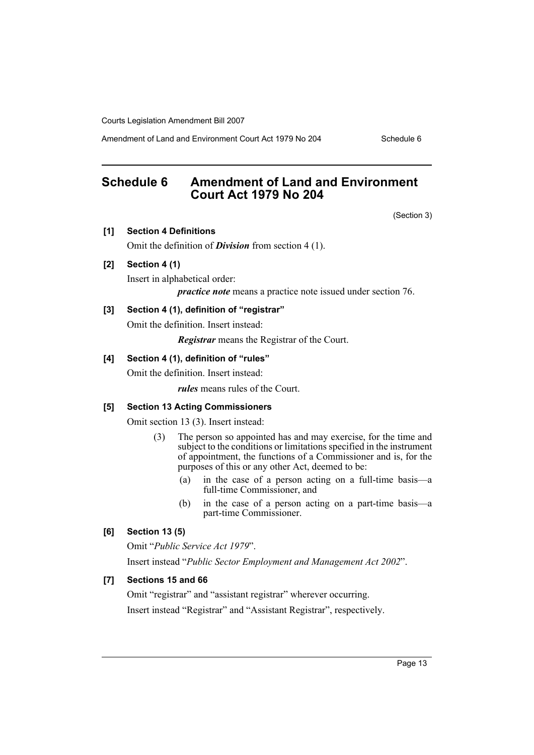## Schedule 6 Amendment of Land and Environment Court Act 1979 No 204

(Section 3)

**[1] Section 4 Definitions**

Omit the definition of ***Division*** from section 4 (1).

**[2] Section 4 (1)**

Insert in alphabetical order:

> ***practice note*** means a practice note issued under section 76.

**[3] Section 4 (1), definition of "registrar"**

Omit the definition. Insert instead:

> ***Registrar*** means the Registrar of the Court.

**[4] Section 4 (1), definition of "rules"**

Omit the definition. Insert instead:

> ***rules*** means rules of the Court.

**[5] Section 13 Acting Commissioners**

Omit section 13 (3). Insert instead:

> (3) The person so appointed has and may exercise, for the time and subject to the conditions or limitations specified in the instrument of appointment, the functions of a Commissioner and is, for the purposes of this or any other Act, deemed to be:
>
> (a) in the case of a person acting on a full-time basis—a full-time Commissioner, and
>
> (b) in the case of a person acting on a part-time basis—a part-time Commissioner.

**[6] Section 13 (5)**

Omit "*Public Service Act 1979*".

Insert instead "*Public Sector Employment and Management Act 2002*".

**[7] Sections 15 and 66**

Omit "registrar" and "assistant registrar" wherever occurring.

Insert instead "Registrar" and "Assistant Registrar", respectively.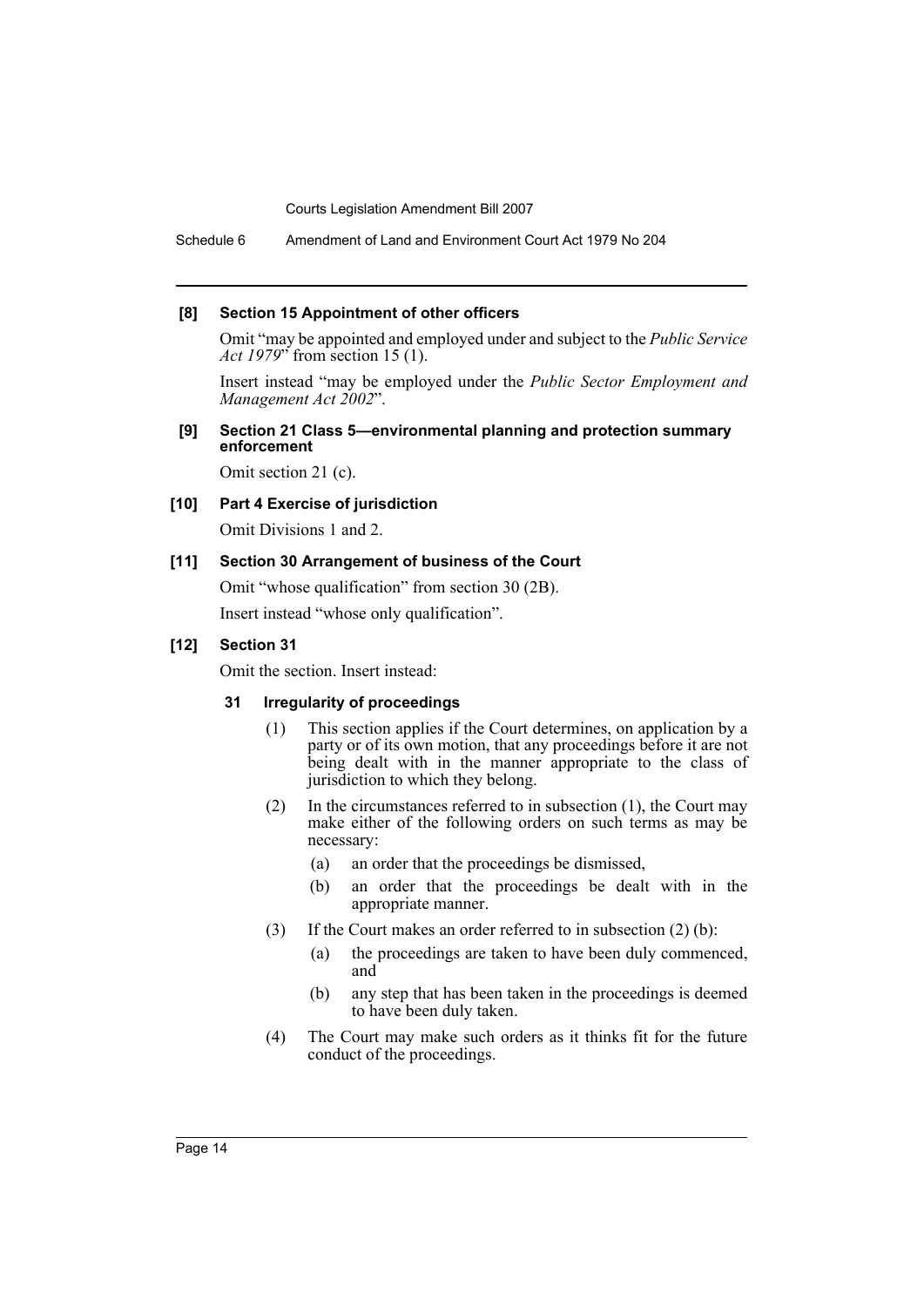#### [8] Section 15 Appointment of other officers

Omit "may be appointed and employed under and subject to the *Public Service Act 1979*" from section 15 (1).

Insert instead "may be employed under the *Public Sector Employment and Management Act 2002*".

#### [9] Section 21 Class 5—environmental planning and protection summary enforcement

Omit section 21 (c).

#### [10] Part 4 Exercise of jurisdiction

Omit Divisions 1 and 2.

#### [11] Section 30 Arrangement of business of the Court

Omit "whose qualification" from section 30 (2B).

Insert instead "whose only qualification".

#### [12] Section 31

Omit the section. Insert instead:

**31 Irregularity of proceedings**

(1) This section applies if the Court determines, on application by a party or of its own motion, that any proceedings before it are not being dealt with in the manner appropriate to the class of jurisdiction to which they belong.

(2) In the circumstances referred to in subsection (1), the Court may make either of the following orders on such terms as may be necessary:

- (a) an order that the proceedings be dismissed,
- (b) an order that the proceedings be dealt with in the appropriate manner.

(3) If the Court makes an order referred to in subsection (2) (b):

- (a) the proceedings are taken to have been duly commenced, and
- (b) any step that has been taken in the proceedings is deemed to have been duly taken.

(4) The Court may make such orders as it thinks fit for the future conduct of the proceedings.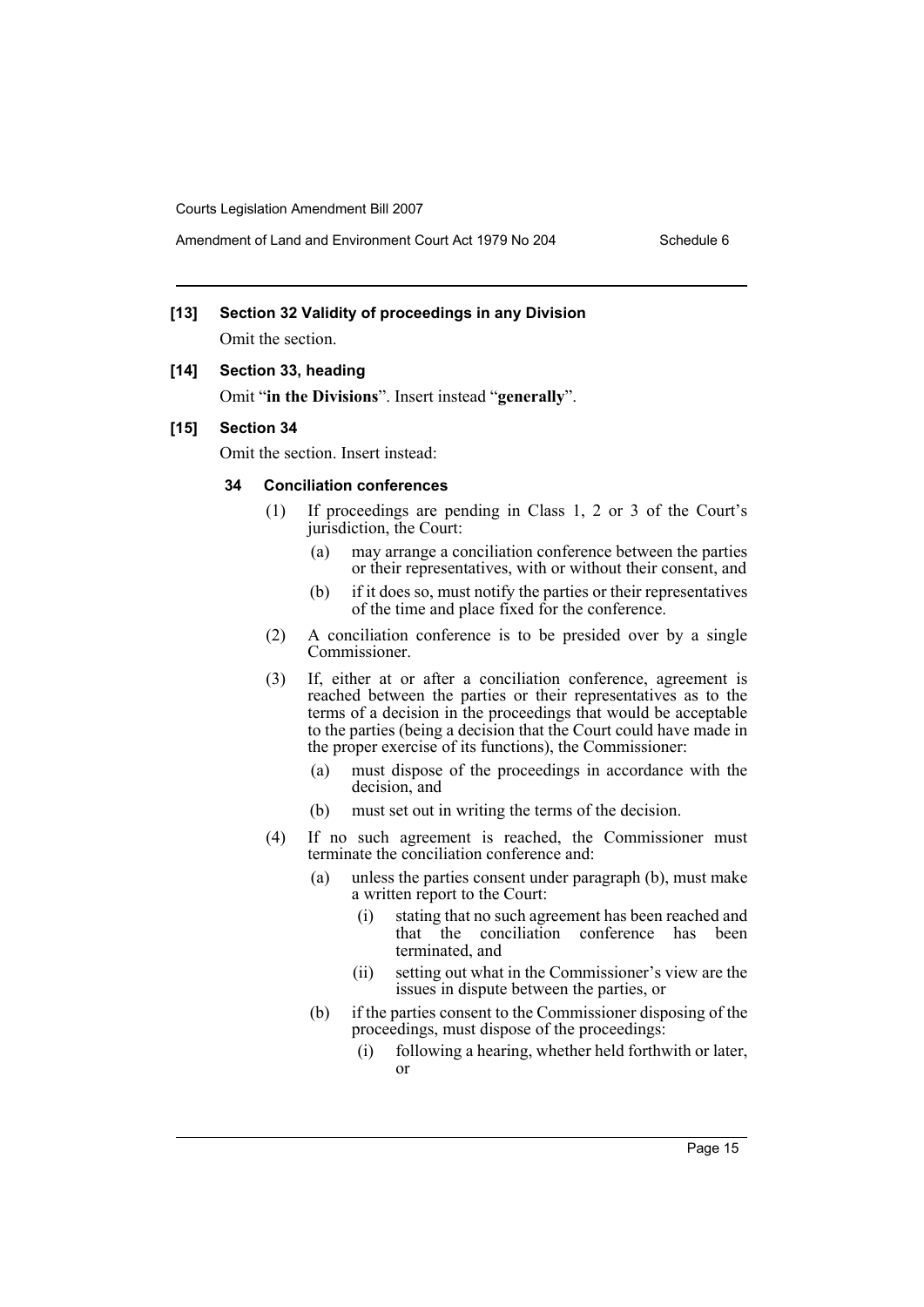**[13] Section 32 Validity of proceedings in any Division**

Omit the section.

**[14] Section 33, heading**

Omit "**in the Divisions**". Insert instead "**generally**".

**[15] Section 34**

Omit the section. Insert instead:

**34 Conciliation conferences**

(1) If proceedings are pending in Class 1, 2 or 3 of the Court's jurisdiction, the Court:

(a) may arrange a conciliation conference between the parties or their representatives, with or without their consent, and

(b) if it does so, must notify the parties or their representatives of the time and place fixed for the conference.

(2) A conciliation conference is to be presided over by a single Commissioner.

(3) If, either at or after a conciliation conference, agreement is reached between the parties or their representatives as to the terms of a decision in the proceedings that would be acceptable to the parties (being a decision that the Court could have made in the proper exercise of its functions), the Commissioner:

(a) must dispose of the proceedings in accordance with the decision, and

(b) must set out in writing the terms of the decision.

(4) If no such agreement is reached, the Commissioner must terminate the conciliation conference and:

(a) unless the parties consent under paragraph (b), must make a written report to the Court:

(i) stating that no such agreement has been reached and that the conciliation conference has been terminated, and

(ii) setting out what in the Commissioner's view are the issues in dispute between the parties, or

(b) if the parties consent to the Commissioner disposing of the proceedings, must dispose of the proceedings:

(i) following a hearing, whether held forthwith or later, or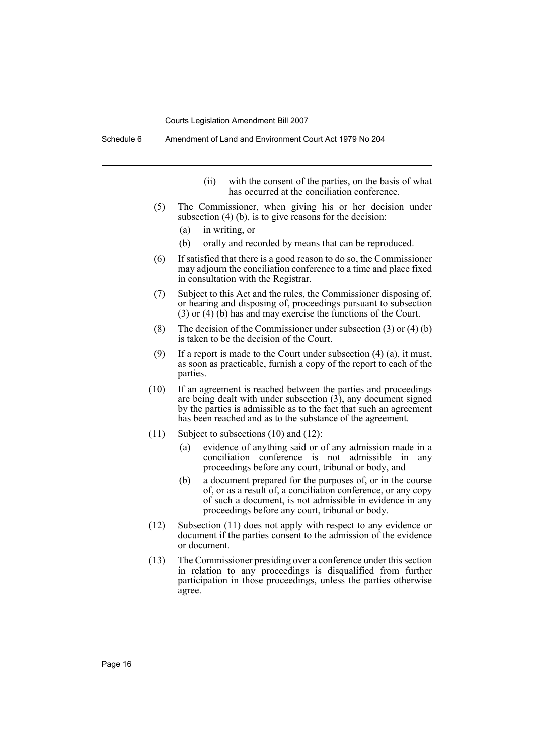(ii) with the consent of the parties, on the basis of what has occurred at the conciliation conference.

(5) The Commissioner, when giving his or her decision under subsection (4) (b), is to give reasons for the decision:

(a) in writing, or

(b) orally and recorded by means that can be reproduced.

(6) If satisfied that there is a good reason to do so, the Commissioner may adjourn the conciliation conference to a time and place fixed in consultation with the Registrar.

(7) Subject to this Act and the rules, the Commissioner disposing of, or hearing and disposing of, proceedings pursuant to subsection (3) or (4) (b) has and may exercise the functions of the Court.

(8) The decision of the Commissioner under subsection (3) or (4) (b) is taken to be the decision of the Court.

(9) If a report is made to the Court under subsection (4) (a), it must, as soon as practicable, furnish a copy of the report to each of the parties.

(10) If an agreement is reached between the parties and proceedings are being dealt with under subsection (3), any document signed by the parties is admissible as to the fact that such an agreement has been reached and as to the substance of the agreement.

(11) Subject to subsections (10) and (12):

(a) evidence of anything said or of any admission made in a conciliation conference is not admissible in any proceedings before any court, tribunal or body, and

(b) a document prepared for the purposes of, or in the course of, or as a result of, a conciliation conference, or any copy of such a document, is not admissible in evidence in any proceedings before any court, tribunal or body.

(12) Subsection (11) does not apply with respect to any evidence or document if the parties consent to the admission of the evidence or document.

(13) The Commissioner presiding over a conference under this section in relation to any proceedings is disqualified from further participation in those proceedings, unless the parties otherwise agree.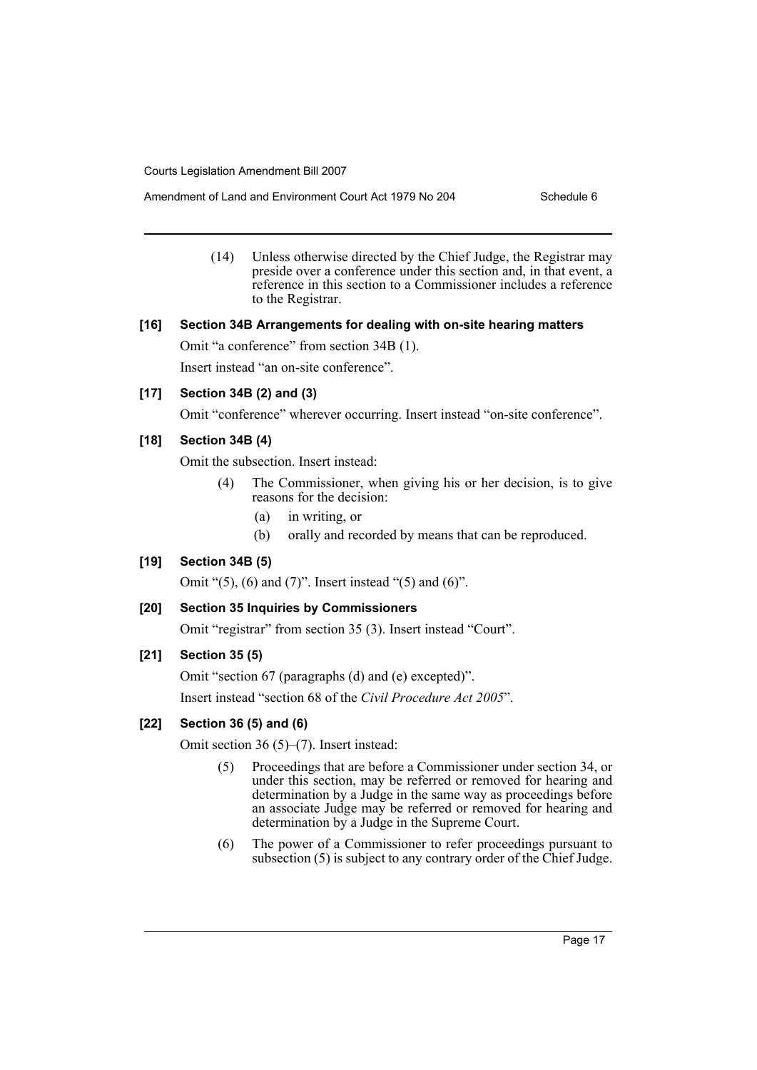(14) Unless otherwise directed by the Chief Judge, the Registrar may preside over a conference under this section and, in that event, a reference in this section to a Commissioner includes a reference to the Registrar.

**[16] Section 34B Arrangements for dealing with on-site hearing matters**

Omit "a conference" from section 34B (1).

Insert instead "an on-site conference".

**[17] Section 34B (2) and (3)**

Omit "conference" wherever occurring. Insert instead "on-site conference".

**[18] Section 34B (4)**

Omit the subsection. Insert instead:

> (4) The Commissioner, when giving his or her decision, is to give reasons for the decision:
>
> (a) in writing, or
>
> (b) orally and recorded by means that can be reproduced.

**[19] Section 34B (5)**

Omit "(5), (6) and (7)". Insert instead "(5) and (6)".

**[20] Section 35 Inquiries by Commissioners**

Omit "registrar" from section 35 (3). Insert instead "Court".

**[21] Section 35 (5)**

Omit "section 67 (paragraphs (d) and (e) excepted)".

Insert instead "section 68 of the *Civil Procedure Act 2005*".

**[22] Section 36 (5) and (6)**

Omit section 36 (5)–(7). Insert instead:

> (5) Proceedings that are before a Commissioner under section 34, or under this section, may be referred or removed for hearing and determination by a Judge in the same way as proceedings before an associate Judge may be referred or removed for hearing and determination by a Judge in the Supreme Court.
>
> (6) The power of a Commissioner to refer proceedings pursuant to subsection (5) is subject to any contrary order of the Chief Judge.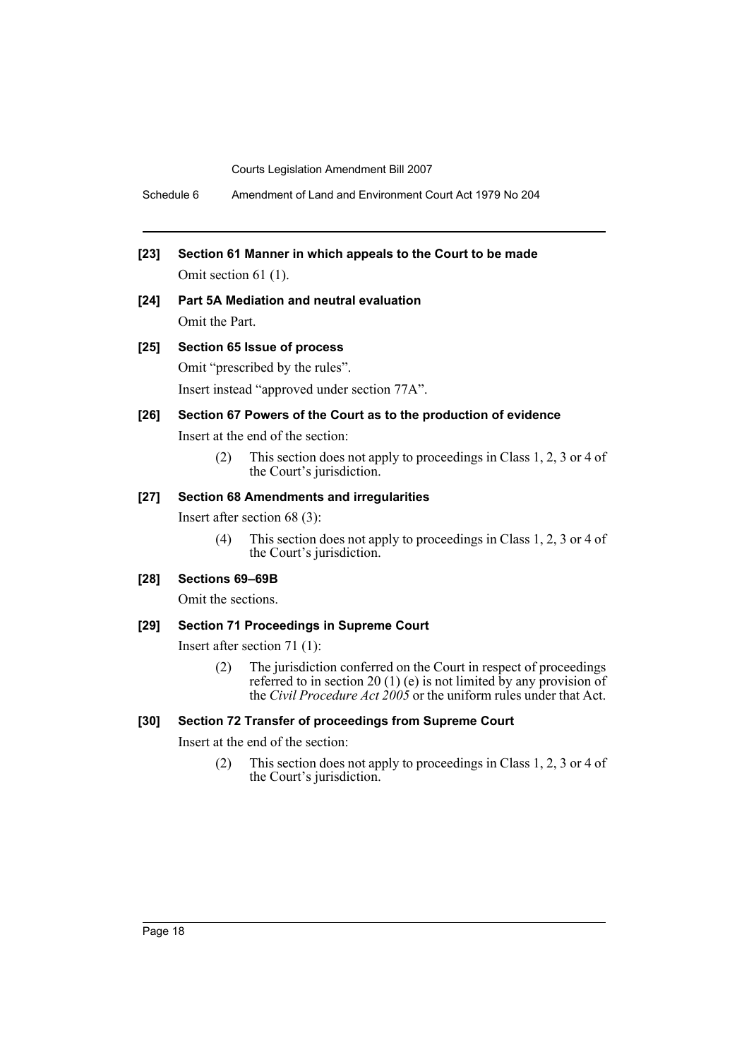**[23] Section 61 Manner in which appeals to the Court to be made**

Omit section 61 (1).

**[24] Part 5A Mediation and neutral evaluation**

Omit the Part.

**[25] Section 65 Issue of process**

Omit "prescribed by the rules".

Insert instead "approved under section 77A".

**[26] Section 67 Powers of the Court as to the production of evidence**

Insert at the end of the section:

> (2) This section does not apply to proceedings in Class 1, 2, 3 or 4 of the Court's jurisdiction.

**[27] Section 68 Amendments and irregularities**

Insert after section 68 (3):

> (4) This section does not apply to proceedings in Class 1, 2, 3 or 4 of the Court's jurisdiction.

**[28] Sections 69–69B**

Omit the sections.

**[29] Section 71 Proceedings in Supreme Court**

Insert after section 71 (1):

> (2) The jurisdiction conferred on the Court in respect of proceedings referred to in section 20 (1) (e) is not limited by any provision of the *Civil Procedure Act 2005* or the uniform rules under that Act.

**[30] Section 72 Transfer of proceedings from Supreme Court**

Insert at the end of the section:

> (2) This section does not apply to proceedings in Class 1, 2, 3 or 4 of the Court's jurisdiction.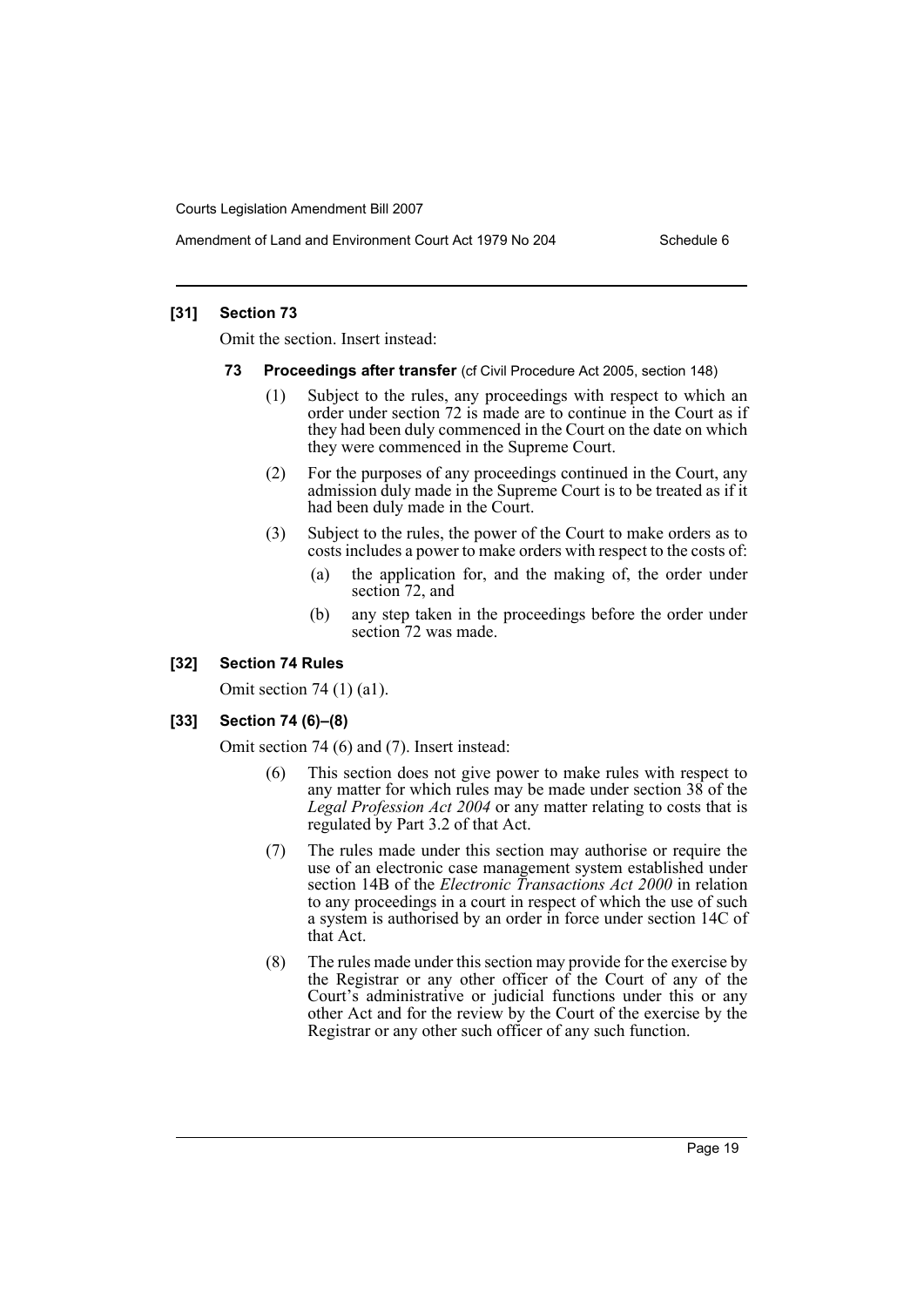### [31] Section 73

Omit the section. Insert instead:

**73 Proceedings after transfer** (cf Civil Procedure Act 2005, section 148)

(1) Subject to the rules, any proceedings with respect to which an order under section 72 is made are to continue in the Court as if they had been duly commenced in the Court on the date on which they were commenced in the Supreme Court.

(2) For the purposes of any proceedings continued in the Court, any admission duly made in the Supreme Court is to be treated as if it had been duly made in the Court.

(3) Subject to the rules, the power of the Court to make orders as to costs includes a power to make orders with respect to the costs of:

- (a) the application for, and the making of, the order under section 72, and
- (b) any step taken in the proceedings before the order under section 72 was made.

### [32] Section 74 Rules

Omit section 74 (1) (a1).

### [33] Section 74 (6)–(8)

Omit section 74 (6) and (7). Insert instead:

(6) This section does not give power to make rules with respect to any matter for which rules may be made under section 38 of the *Legal Profession Act 2004* or any matter relating to costs that is regulated by Part 3.2 of that Act.

(7) The rules made under this section may authorise or require the use of an electronic case management system established under section 14B of the *Electronic Transactions Act 2000* in relation to any proceedings in a court in respect of which the use of such a system is authorised by an order in force under section 14C of that Act.

(8) The rules made under this section may provide for the exercise by the Registrar or any other officer of the Court of any of the Court's administrative or judicial functions under this or any other Act and for the review by the Court of the exercise by the Registrar or any other such officer of any such function.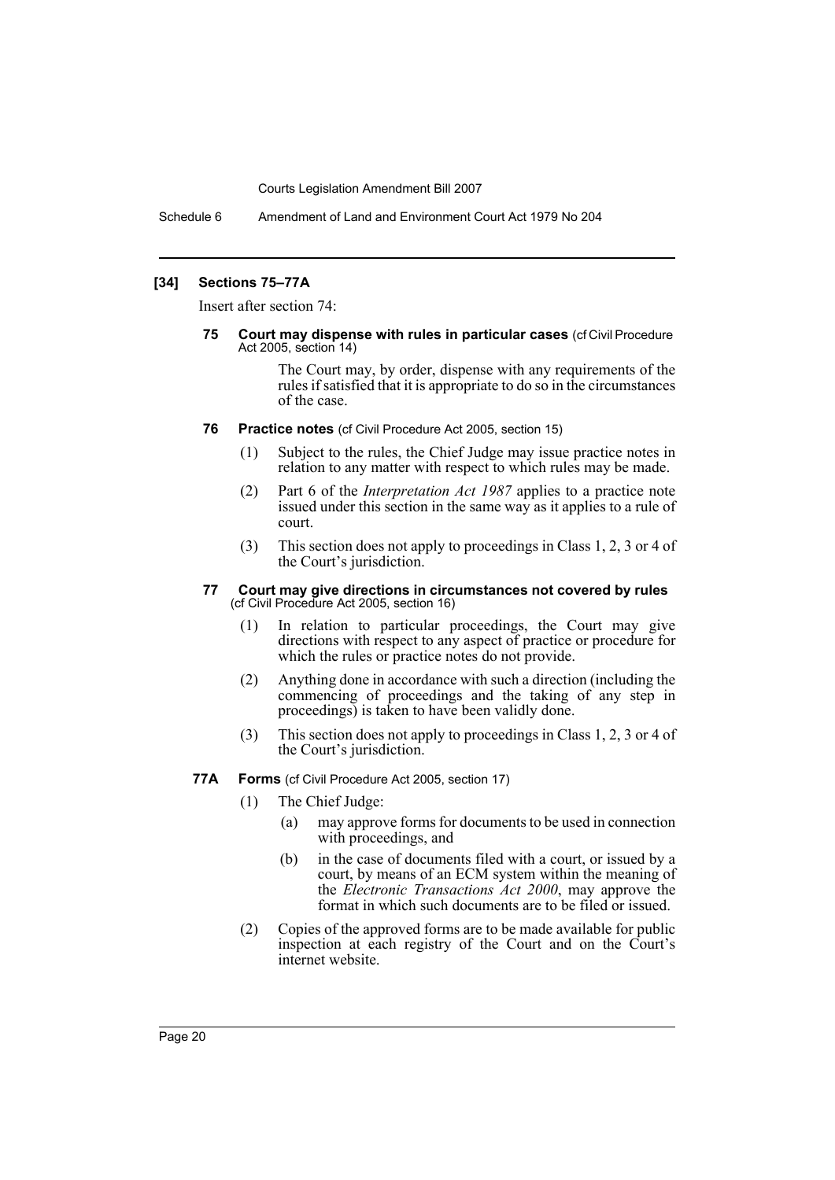**[34] Sections 75–77A**

Insert after section 74:

**75 Court may dispense with rules in particular cases** (cf Civil Procedure Act 2005, section 14)

The Court may, by order, dispense with any requirements of the rules if satisfied that it is appropriate to do so in the circumstances of the case.

**76 Practice notes** (cf Civil Procedure Act 2005, section 15)

(1) Subject to the rules, the Chief Judge may issue practice notes in relation to any matter with respect to which rules may be made.

(2) Part 6 of the *Interpretation Act 1987* applies to a practice note issued under this section in the same way as it applies to a rule of court.

(3) This section does not apply to proceedings in Class 1, 2, 3 or 4 of the Court's jurisdiction.

**77 Court may give directions in circumstances not covered by rules** (cf Civil Procedure Act 2005, section 16)

(1) In relation to particular proceedings, the Court may give directions with respect to any aspect of practice or procedure for which the rules or practice notes do not provide.

(2) Anything done in accordance with such a direction (including the commencing of proceedings and the taking of any step in proceedings) is taken to have been validly done.

(3) This section does not apply to proceedings in Class 1, 2, 3 or 4 of the Court's jurisdiction.

**77A Forms** (cf Civil Procedure Act 2005, section 17)

(1) The Chief Judge:

(a) may approve forms for documents to be used in connection with proceedings, and

(b) in the case of documents filed with a court, or issued by a court, by means of an ECM system within the meaning of the *Electronic Transactions Act 2000*, may approve the format in which such documents are to be filed or issued.

(2) Copies of the approved forms are to be made available for public inspection at each registry of the Court and on the Court's internet website.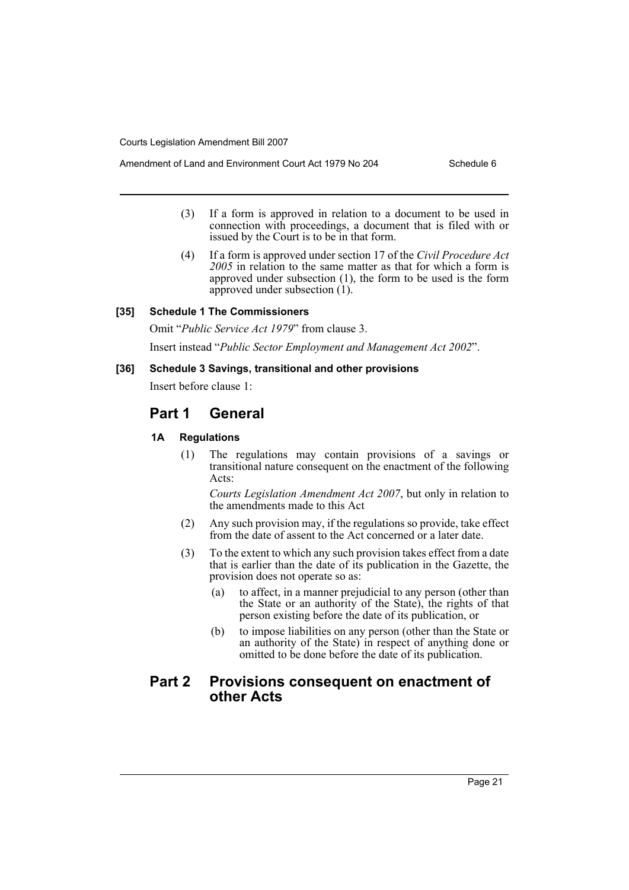(3) If a form is approved in relation to a document to be used in connection with proceedings, a document that is filed with or issued by the Court is to be in that form.

(4) If a form is approved under section 17 of the *Civil Procedure Act 2005* in relation to the same matter as that for which a form is approved under subsection (1), the form to be used is the form approved under subsection (1).

### [35] Schedule 1 The Commissioners

Omit "*Public Service Act 1979*" from clause 3.

Insert instead "*Public Sector Employment and Management Act 2002*".

### [36] Schedule 3 Savings, transitional and other provisions

Insert before clause 1:

## Part 1 General

#### 1A Regulations

(1) The regulations may contain provisions of a savings or transitional nature consequent on the enactment of the following Acts:

*Courts Legislation Amendment Act 2007*, but only in relation to the amendments made to this Act

(2) Any such provision may, if the regulations so provide, take effect from the date of assent to the Act concerned or a later date.

(3) To the extent to which any such provision takes effect from a date that is earlier than the date of its publication in the Gazette, the provision does not operate so as:

(a) to affect, in a manner prejudicial to any person (other than the State or an authority of the State), the rights of that person existing before the date of its publication, or

(b) to impose liabilities on any person (other than the State or an authority of the State) in respect of anything done or omitted to be done before the date of its publication.

## Part 2 Provisions consequent on enactment of other Acts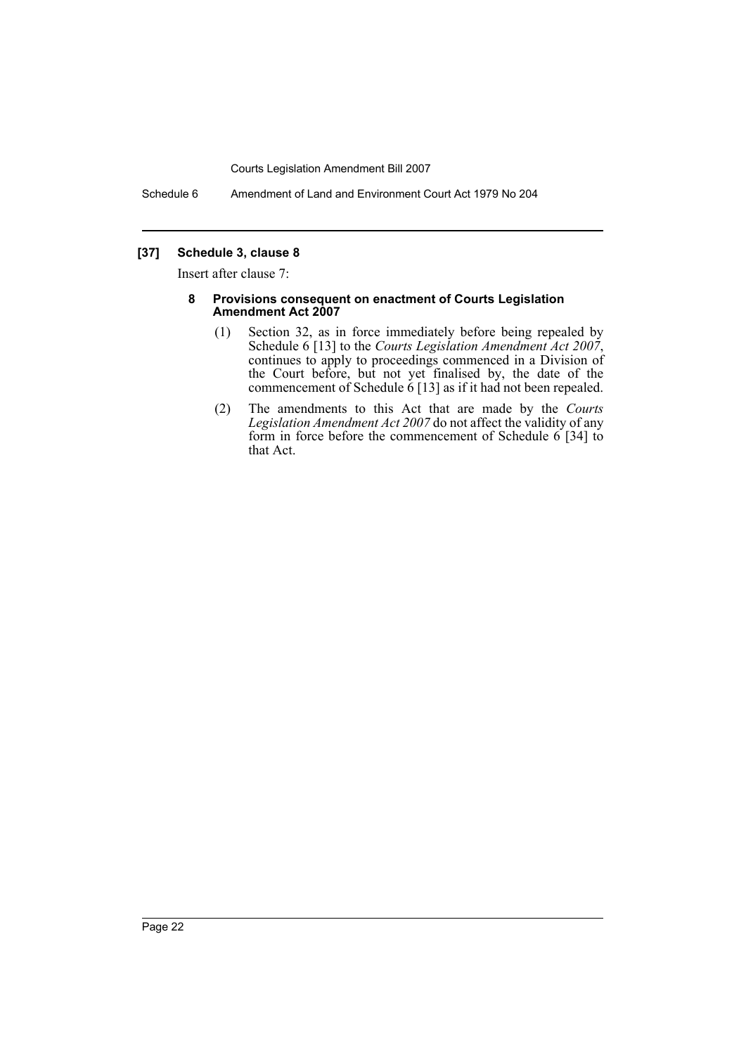### [37] Schedule 3, clause 8

Insert after clause 7:

#### 8 Provisions consequent on enactment of Courts Legislation Amendment Act 2007

(1) Section 32, as in force immediately before being repealed by Schedule 6 [13] to the *Courts Legislation Amendment Act 2007*, continues to apply to proceedings commenced in a Division of the Court before, but not yet finalised by, the date of the commencement of Schedule 6 [13] as if it had not been repealed.

(2) The amendments to this Act that are made by the *Courts Legislation Amendment Act 2007* do not affect the validity of any form in force before the commencement of Schedule 6 [34] to that Act.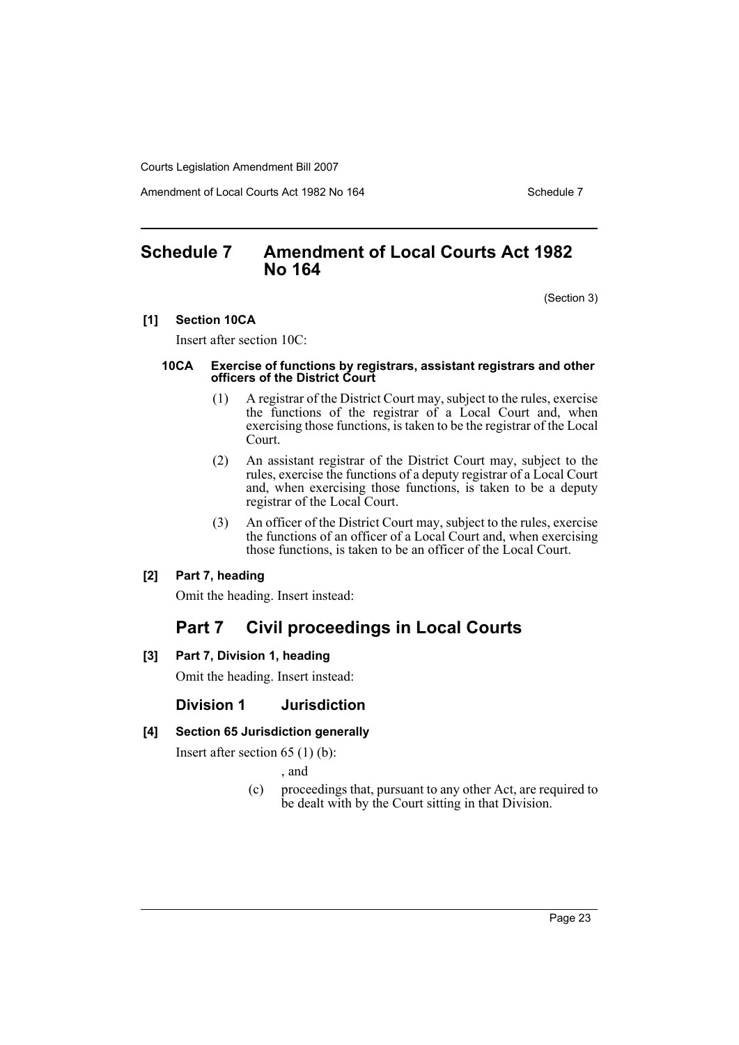## Schedule 7 Amendment of Local Courts Act 1982 No 164

(Section 3)

**[1] Section 10CA**

Insert after section 10C:

**10CA Exercise of functions by registrars, assistant registrars and other officers of the District Court**

(1) A registrar of the District Court may, subject to the rules, exercise the functions of the registrar of a Local Court and, when exercising those functions, is taken to be the registrar of the Local Court.

(2) An assistant registrar of the District Court may, subject to the rules, exercise the functions of a deputy registrar of a Local Court and, when exercising those functions, is taken to be a deputy registrar of the Local Court.

(3) An officer of the District Court may, subject to the rules, exercise the functions of an officer of a Local Court and, when exercising those functions, is taken to be an officer of the Local Court.

**[2] Part 7, heading**

Omit the heading. Insert instead:

## Part 7 Civil proceedings in Local Courts

**[3] Part 7, Division 1, heading**

Omit the heading. Insert instead:

### Division 1 Jurisdiction

**[4] Section 65 Jurisdiction generally**

Insert after section 65 (1) (b):

, and

(c) proceedings that, pursuant to any other Act, are required to be dealt with by the Court sitting in that Division.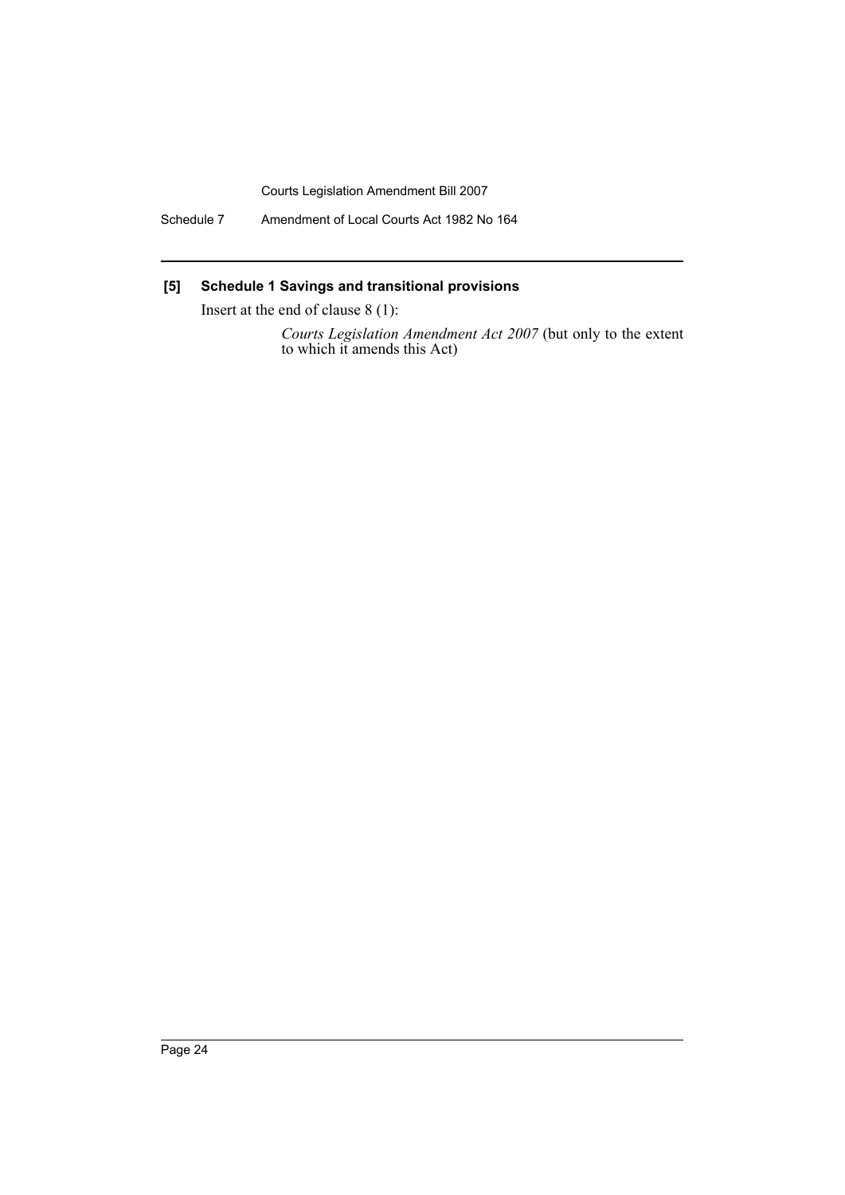### [5] Schedule 1 Savings and transitional provisions

Insert at the end of clause 8 (1):

*Courts Legislation Amendment Act 2007* (but only to the extent to which it amends this Act)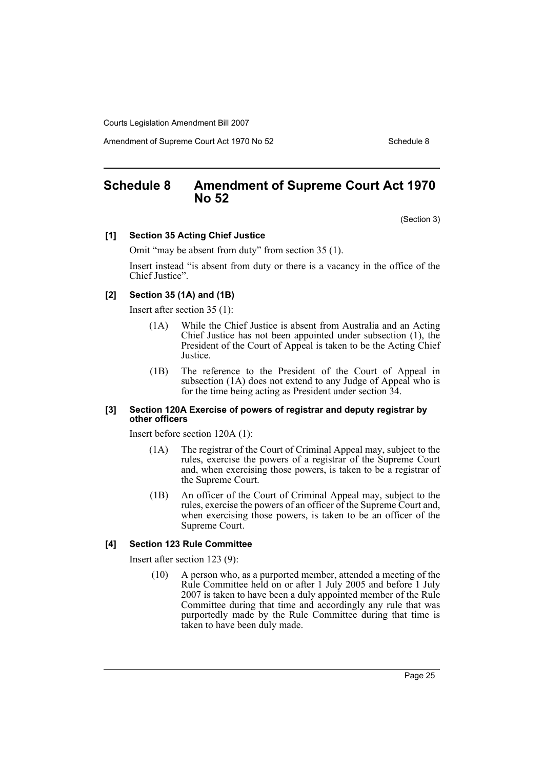## Schedule 8 Amendment of Supreme Court Act 1970 No 52

(Section 3)

**[1] Section 35 Acting Chief Justice**

Omit "may be absent from duty" from section 35 (1).

Insert instead "is absent from duty or there is a vacancy in the office of the Chief Justice".

**[2] Section 35 (1A) and (1B)**

Insert after section 35 (1):

> (1A) While the Chief Justice is absent from Australia and an Acting Chief Justice has not been appointed under subsection (1), the President of the Court of Appeal is taken to be the Acting Chief Justice.
>
> (1B) The reference to the President of the Court of Appeal in subsection (1A) does not extend to any Judge of Appeal who is for the time being acting as President under section 34.

**[3] Section 120A Exercise of powers of registrar and deputy registrar by other officers**

Insert before section 120A (1):

> (1A) The registrar of the Court of Criminal Appeal may, subject to the rules, exercise the powers of a registrar of the Supreme Court and, when exercising those powers, is taken to be a registrar of the Supreme Court.
>
> (1B) An officer of the Court of Criminal Appeal may, subject to the rules, exercise the powers of an officer of the Supreme Court and, when exercising those powers, is taken to be an officer of the Supreme Court.

**[4] Section 123 Rule Committee**

Insert after section 123 (9):

> (10) A person who, as a purported member, attended a meeting of the Rule Committee held on or after 1 July 2005 and before 1 July 2007 is taken to have been a duly appointed member of the Rule Committee during that time and accordingly any rule that was purportedly made by the Rule Committee during that time is taken to have been duly made.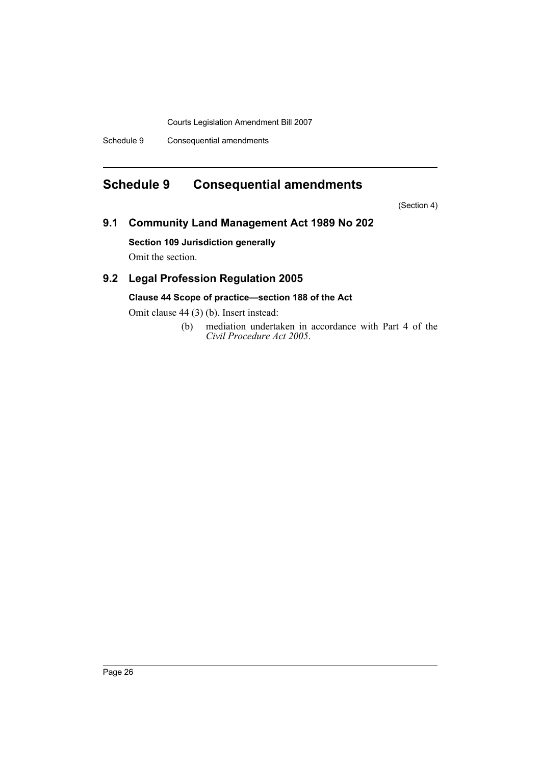# Schedule 9 Consequential amendments

(Section 4)

## 9.1 Community Land Management Act 1989 No 202

**Section 109 Jurisdiction generally**

Omit the section.

## 9.2 Legal Profession Regulation 2005

**Clause 44 Scope of practice—section 188 of the Act**

Omit clause 44 (3) (b). Insert instead:

(b) mediation undertaken in accordance with Part 4 of the *Civil Procedure Act 2005*.